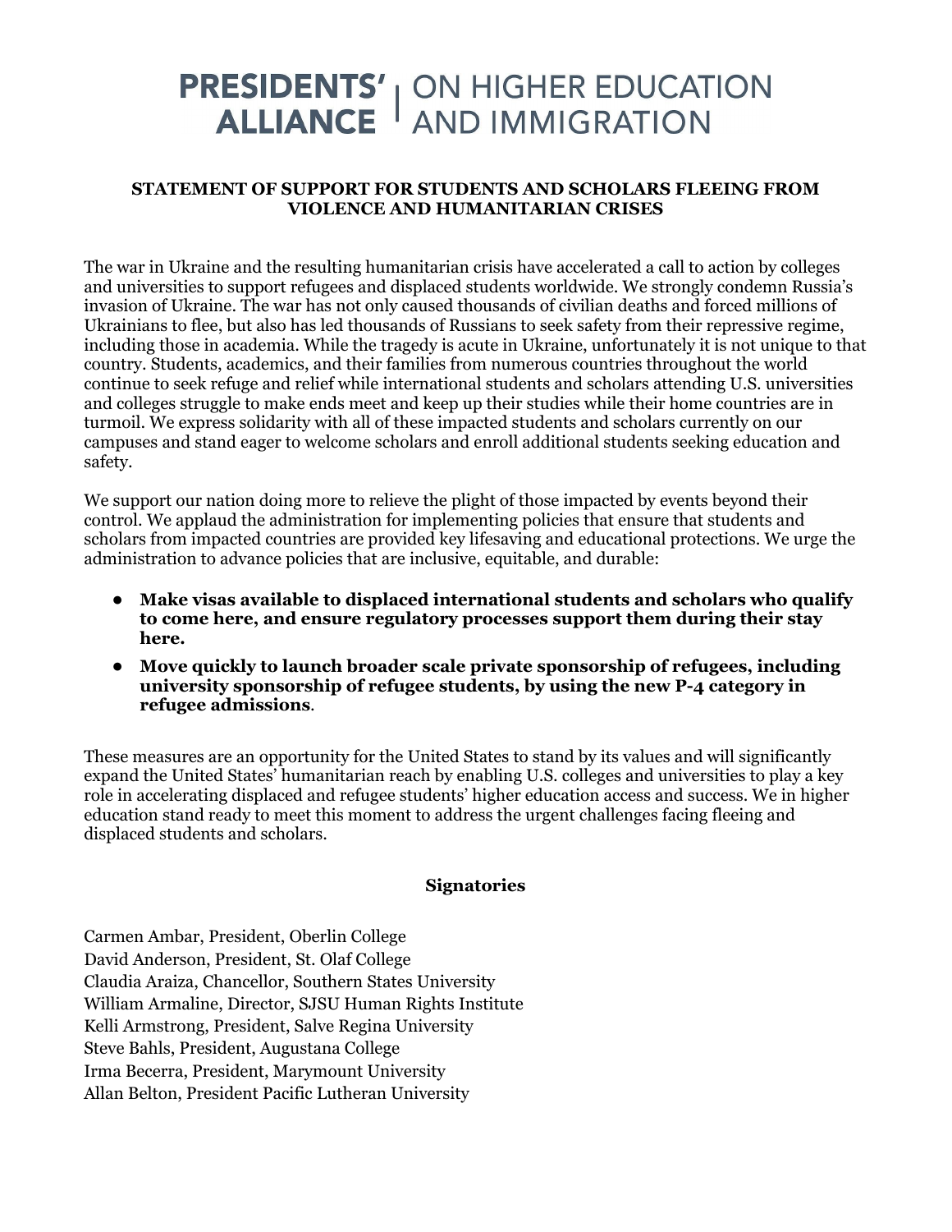# PRESIDENTS' ALLIANCE | ON HIGHER EDUCATION AND IMMIGRATION

## STATEMENT OF SUPPORT FOR STUDENTS AND SCHOLARS FLEEING FROM VIOLENCE AND HUMANITARIAN CRISES

The war in Ukraine and the resulting humanitarian crisis have accelerated a call to action by colleges and universities to support refugees and displaced students worldwide. We strongly condemn Russia's invasion of Ukraine. The war has not only caused thousands of civilian deaths and forced millions of Ukrainians to flee, but also has led thousands of Russians to seek safety from their repressive regime, including those in academia. While the tragedy is acute in Ukraine, unfortunately it is not unique to that country. Students, academics, and their families from numerous countries throughout the world continue to seek refuge and relief while international students and scholars attending U.S. universities and colleges struggle to make ends meet and keep up their studies while their home countries are in turmoil. We express solidarity with all of these impacted students and scholars currently on our campuses and stand eager to welcome scholars and enroll additional students seeking education and safety.

We support our nation doing more to relieve the plight of those impacted by events beyond their control. We applaud the administration for implementing policies that ensure that students and scholars from impacted countries are provided key lifesaving and educational protections. We urge the administration to advance policies that are inclusive, equitable, and durable:

- **Make visas available to displaced international students and scholars who qualify to come here, and ensure regulatory processes support them during their stay here.**
- **Move quickly to launch broader scale private sponsorship of refugees, including university sponsorship of refugee students, by using the new P-4 category in refugee admissions**.

These measures are an opportunity for the United States to stand by its values and will significantly expand the United States' humanitarian reach by enabling U.S. colleges and universities to play a key role in accelerating displaced and refugee students' higher education access and success. We in higher education stand ready to meet this moment to address the urgent challenges facing fleeing and displaced students and scholars.

### Signatories

Carmen Ambar, President, Oberlin College
David Anderson, President, St. Olaf College
Claudia Araiza, Chancellor, Southern States University
William Armaline, Director, SJSU Human Rights Institute
Kelli Armstrong, President, Salve Regina University
Steve Bahls, President, Augustana College
Irma Becerra, President, Marymount University
Allan Belton, President Pacific Lutheran University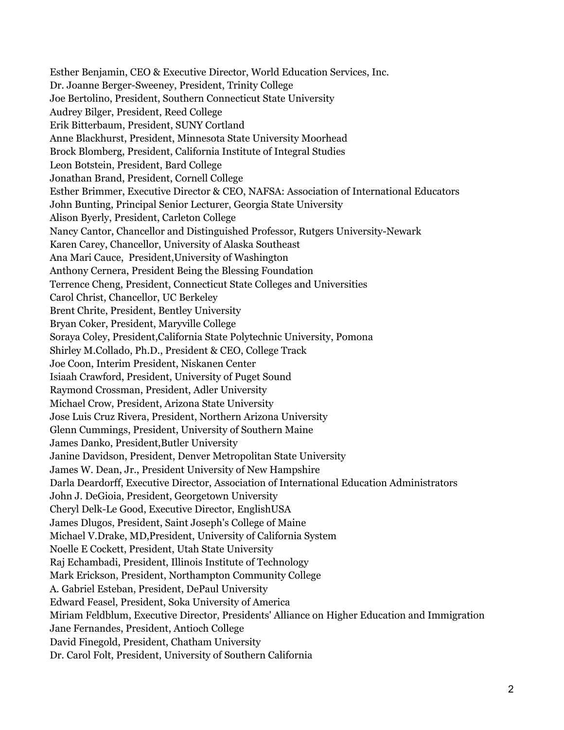Esther Benjamin, CEO & Executive Director, World Education Services, Inc.
Dr. Joanne Berger-Sweeney, President, Trinity College
Joe Bertolino, President, Southern Connecticut State University
Audrey Bilger, President, Reed College
Erik Bitterbaum, President, SUNY Cortland
Anne Blackhurst, President, Minnesota State University Moorhead
Brock Blomberg, President, California Institute of Integral Studies
Leon Botstein, President, Bard College
Jonathan Brand, President, Cornell College
Esther Brimmer, Executive Director & CEO, NAFSA: Association of International Educators
John Bunting, Principal Senior Lecturer, Georgia State University
Alison Byerly, President, Carleton College
Nancy Cantor, Chancellor and Distinguished Professor, Rutgers University-Newark
Karen Carey, Chancellor, University of Alaska Southeast
Ana Mari Cauce, President,University of Washington
Anthony Cernera, President Being the Blessing Foundation
Terrence Cheng, President, Connecticut State Colleges and Universities
Carol Christ, Chancellor, UC Berkeley
Brent Chrite, President, Bentley University
Bryan Coker, President, Maryville College
Soraya Coley, President,California State Polytechnic University, Pomona
Shirley M.Collado, Ph.D., President & CEO, College Track
Joe Coon, Interim President, Niskanen Center
Isiaah Crawford, President, University of Puget Sound
Raymond Crossman, President, Adler University
Michael Crow, President, Arizona State University
Jose Luis Cruz Rivera, President, Northern Arizona University
Glenn Cummings, President, University of Southern Maine
James Danko, President,Butler University
Janine Davidson, President, Denver Metropolitan State University
James W. Dean, Jr., President University of New Hampshire
Darla Deardorff, Executive Director, Association of International Education Administrators
John J. DeGioia, President, Georgetown University
Cheryl Delk-Le Good, Executive Director, EnglishUSA
James Dlugos, President, Saint Joseph's College of Maine
Michael V.Drake, MD,President, University of California System
Noelle E Cockett, President, Utah State University
Raj Echambadi, President, Illinois Institute of Technology
Mark Erickson, President, Northampton Community College
A. Gabriel Esteban, President, DePaul University
Edward Feasel, President, Soka University of America
Miriam Feldblum, Executive Director, Presidents' Alliance on Higher Education and Immigration
Jane Fernandes, President, Antioch College
David Finegold, President, Chatham University
Dr. Carol Folt, President, University of Southern California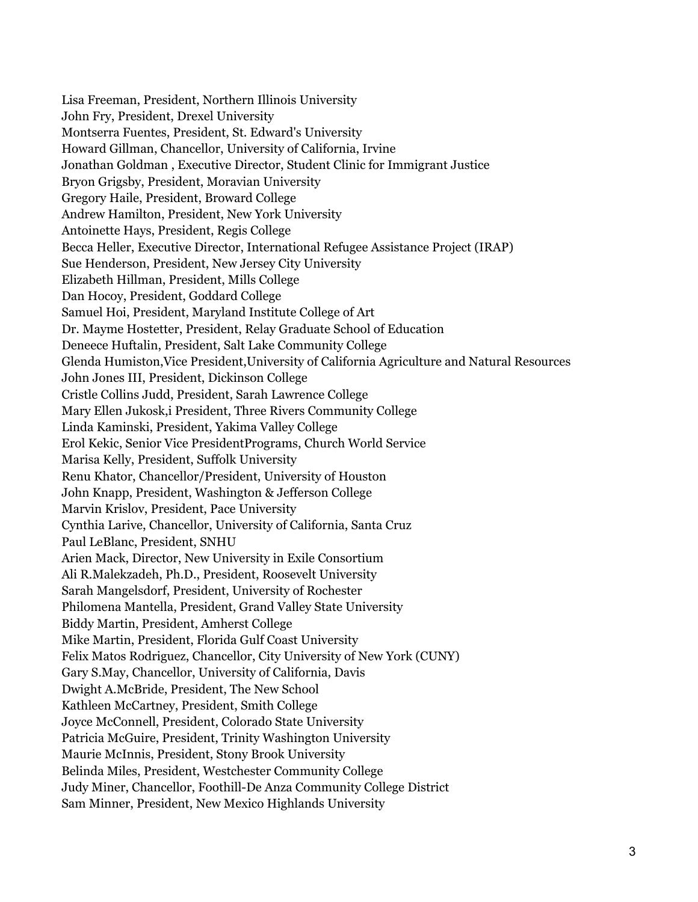Lisa Freeman, President, Northern Illinois University
John Fry, President, Drexel University
Montserra Fuentes, President, St. Edward's University
Howard Gillman, Chancellor, University of California, Irvine
Jonathan Goldman , Executive Director, Student Clinic for Immigrant Justice
Bryon Grigsby, President, Moravian University
Gregory Haile, President, Broward College
Andrew Hamilton, President, New York University
Antoinette Hays, President, Regis College
Becca Heller, Executive Director, International Refugee Assistance Project (IRAP)
Sue Henderson, President, New Jersey City University
Elizabeth Hillman, President, Mills College
Dan Hocoy, President, Goddard College
Samuel Hoi, President, Maryland Institute College of Art
Dr. Mayme Hostetter, President, Relay Graduate School of Education
Deneece Huftalin, President, Salt Lake Community College
Glenda Humiston,Vice President,University of California Agriculture and Natural Resources
John Jones III, President, Dickinson College
Cristle Collins Judd, President, Sarah Lawrence College
Mary Ellen Jukosk,i President, Three Rivers Community College
Linda Kaminski, President, Yakima Valley College
Erol Kekic, Senior Vice PresidentPrograms, Church World Service
Marisa Kelly, President, Suffolk University
Renu Khator, Chancellor/President, University of Houston
John Knapp, President, Washington & Jefferson College
Marvin Krislov, President, Pace University
Cynthia Larive, Chancellor, University of California, Santa Cruz
Paul LeBlanc, President, SNHU
Arien Mack, Director, New University in Exile Consortium
Ali R.Malekzadeh, Ph.D., President, Roosevelt University
Sarah Mangelsdorf, President, University of Rochester
Philomena Mantella, President, Grand Valley State University
Biddy Martin, President, Amherst College
Mike Martin, President, Florida Gulf Coast University
Felix Matos Rodriguez, Chancellor, City University of New York (CUNY)
Gary S.May, Chancellor, University of California, Davis
Dwight A.McBride, President, The New School
Kathleen McCartney, President, Smith College
Joyce McConnell, President, Colorado State University
Patricia McGuire, President, Trinity Washington University
Maurie McInnis, President, Stony Brook University
Belinda Miles, President, Westchester Community College
Judy Miner, Chancellor, Foothill-De Anza Community College District
Sam Minner, President, New Mexico Highlands University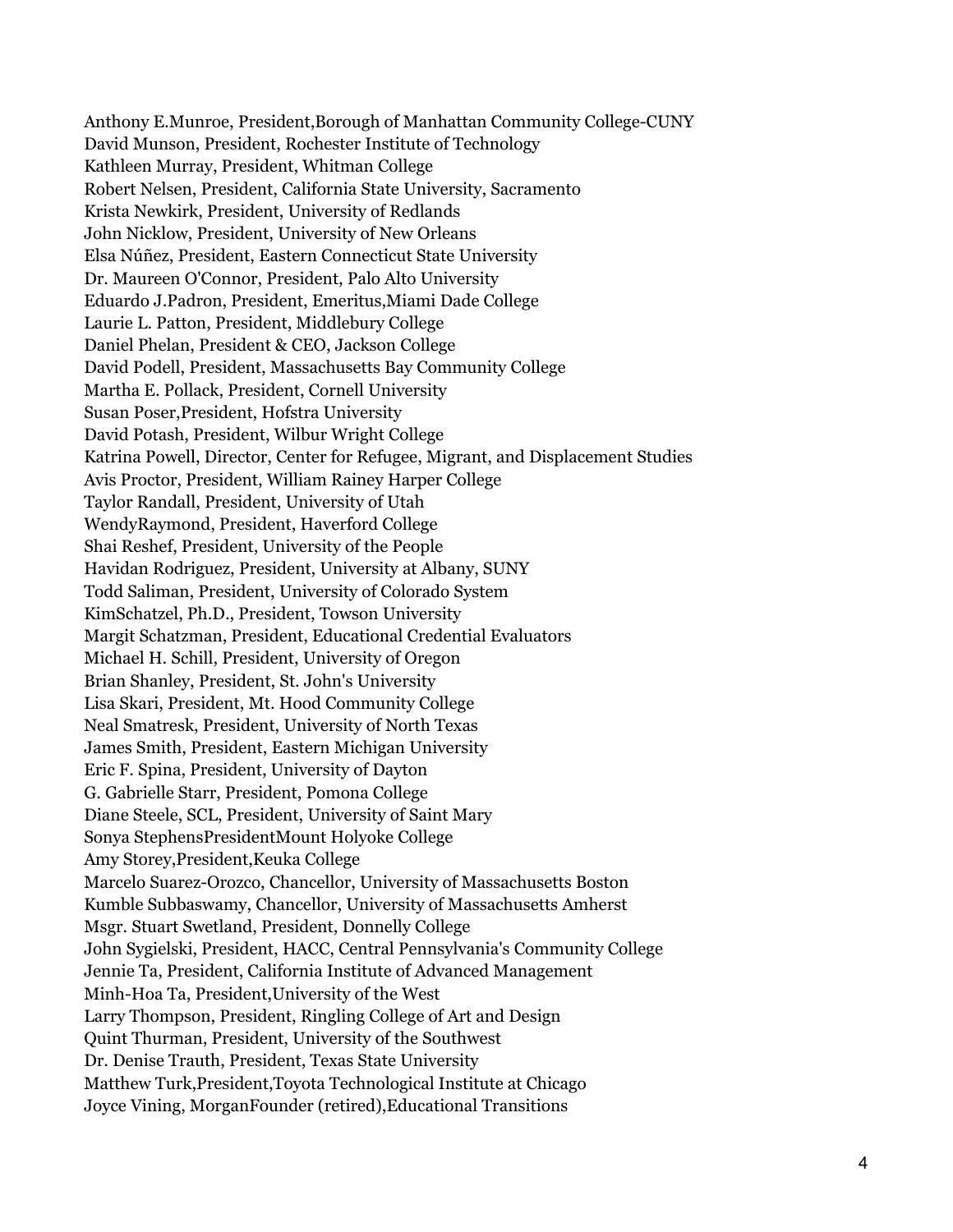Anthony E.Munroe, President,Borough of Manhattan Community College-CUNY
David Munson, President, Rochester Institute of Technology
Kathleen Murray, President, Whitman College
Robert Nelsen, President, California State University, Sacramento
Krista Newkirk, President, University of Redlands
John Nicklow, President, University of New Orleans
Elsa Núñez, President, Eastern Connecticut State University
Dr. Maureen O'Connor, President, Palo Alto University
Eduardo J.Padron, President, Emeritus,Miami Dade College
Laurie L. Patton, President, Middlebury College
Daniel Phelan, President & CEO, Jackson College
David Podell, President, Massachusetts Bay Community College
Martha E. Pollack, President, Cornell University
Susan Poser,President, Hofstra University
David Potash, President, Wilbur Wright College
Katrina Powell, Director, Center for Refugee, Migrant, and Displacement Studies
Avis Proctor, President, William Rainey Harper College
Taylor Randall, President, University of Utah
WendyRaymond, President, Haverford College
Shai Reshef, President, University of the People
Havidan Rodriguez, President, University at Albany, SUNY
Todd Saliman, President, University of Colorado System
KimSchatzel, Ph.D., President, Towson University
Margit Schatzman, President, Educational Credential Evaluators
Michael H. Schill, President, University of Oregon
Brian Shanley, President, St. John's University
Lisa Skari, President, Mt. Hood Community College
Neal Smatresk, President, University of North Texas
James Smith, President, Eastern Michigan University
Eric F. Spina, President, University of Dayton
G. Gabrielle Starr, President, Pomona College
Diane Steele, SCL, President, University of Saint Mary
Sonya StephensPresidentMount Holyoke College
Amy Storey,President,Keuka College
Marcelo Suarez-Orozco, Chancellor, University of Massachusetts Boston
Kumble Subbaswamy, Chancellor, University of Massachusetts Amherst
Msgr. Stuart Swetland, President, Donnelly College
John Sygielski, President, HACC, Central Pennsylvania's Community College
Jennie Ta, President, California Institute of Advanced Management
Minh-Hoa Ta, President,University of the West
Larry Thompson, President, Ringling College of Art and Design
Quint Thurman, President, University of the Southwest
Dr. Denise Trauth, President, Texas State University
Matthew Turk,President,Toyota Technological Institute at Chicago
Joyce Vining, MorganFounder (retired),Educational Transitions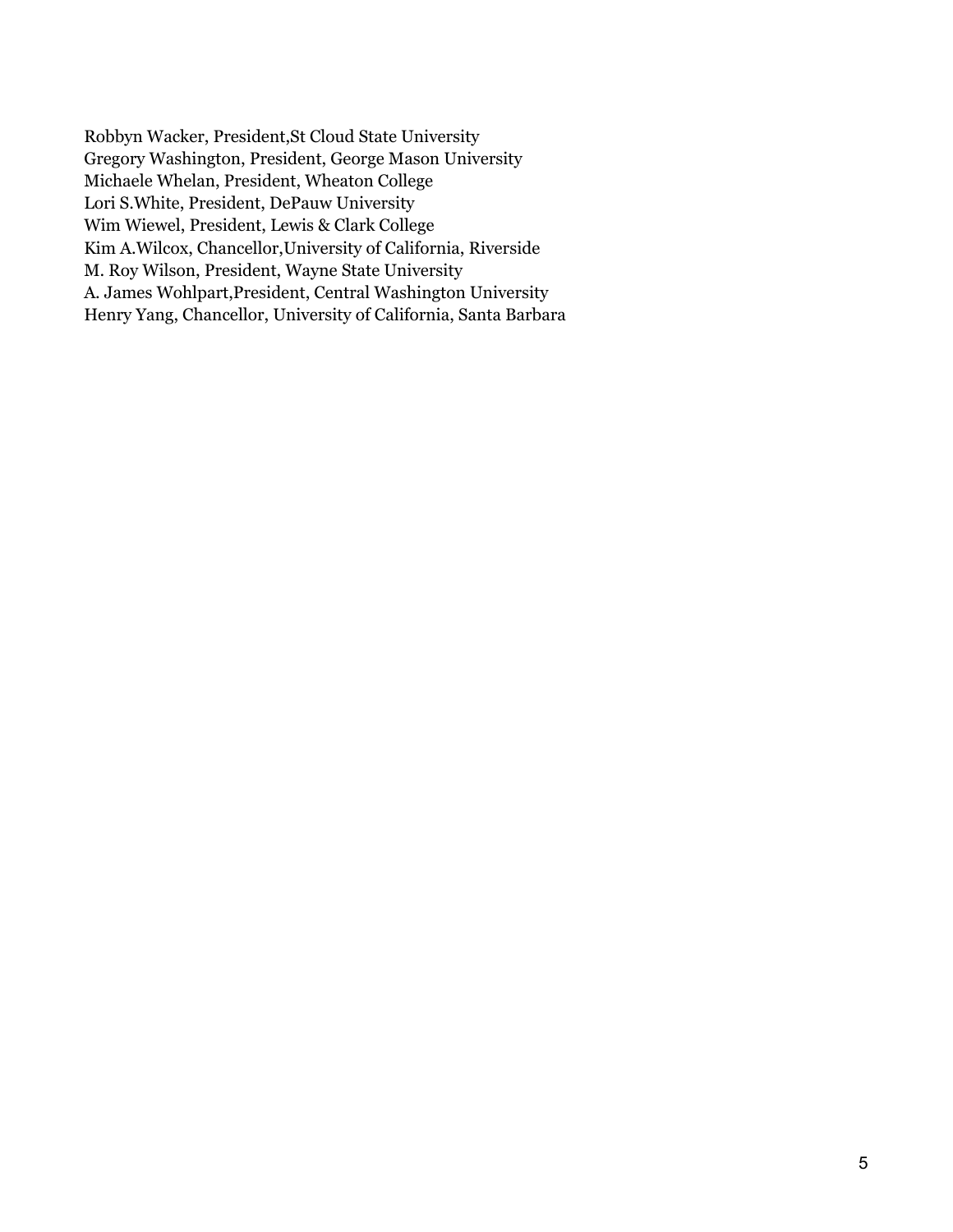Robbyn Wacker, President,St Cloud State University
Gregory Washington, President, George Mason University
Michaele Whelan, President, Wheaton College
Lori S.White, President, DePauw University
Wim Wiewel, President, Lewis & Clark College
Kim A.Wilcox, Chancellor,University of California, Riverside
M. Roy Wilson, President, Wayne State University
A. James Wohlpart,President, Central Washington University
Henry Yang, Chancellor, University of California, Santa Barbara